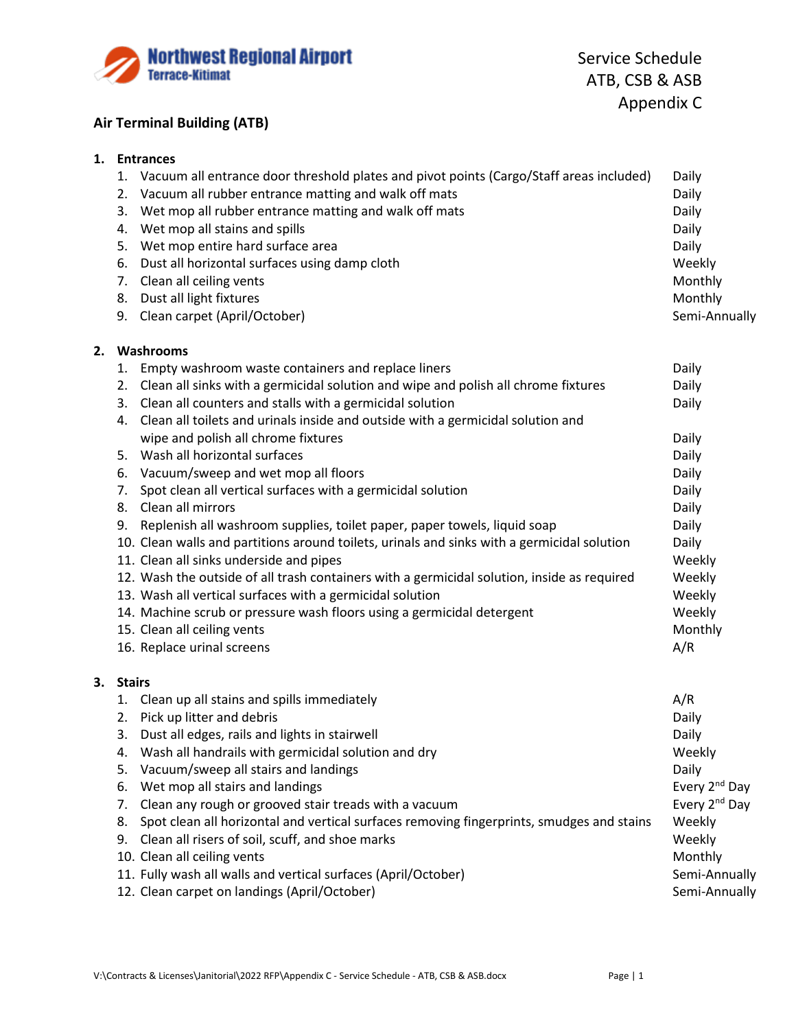Northwest Regional Airport
Terrace-Kitimat

Service Schedule
ATB, CSB & ASB
Appendix C

## Air Terminal Building (ATB)

### 1. Entrances

| # | Task | Frequency |
|---|---|---|
| 1. | Vacuum all entrance door threshold plates and pivot points (Cargo/Staff areas included) | Daily |
| 2. | Vacuum all rubber entrance matting and walk off mats | Daily |
| 3. | Wet mop all rubber entrance matting and walk off mats | Daily |
| 4. | Wet mop all stains and spills | Daily |
| 5. | Wet mop entire hard surface area | Daily |
| 6. | Dust all horizontal surfaces using damp cloth | Weekly |
| 7. | Clean all ceiling vents | Monthly |
| 8. | Dust all light fixtures | Monthly |
| 9. | Clean carpet (April/October) | Semi-Annually |

### 2. Washrooms

| # | Task | Frequency |
|---|---|---|
| 1. | Empty washroom waste containers and replace liners | Daily |
| 2. | Clean all sinks with a germicidal solution and wipe and polish all chrome fixtures | Daily |
| 3. | Clean all counters and stalls with a germicidal solution | Daily |
| 4. | Clean all toilets and urinals inside and outside with a germicidal solution and wipe and polish all chrome fixtures | Daily |
| 5. | Wash all horizontal surfaces | Daily |
| 6. | Vacuum/sweep and wet mop all floors | Daily |
| 7. | Spot clean all vertical surfaces with a germicidal solution | Daily |
| 8. | Clean all mirrors | Daily |
| 9. | Replenish all washroom supplies, toilet paper, paper towels, liquid soap | Daily |
| 10. | Clean walls and partitions around toilets, urinals and sinks with a germicidal solution | Daily |
| 11. | Clean all sinks underside and pipes | Weekly |
| 12. | Wash the outside of all trash containers with a germicidal solution, inside as required | Weekly |
| 13. | Wash all vertical surfaces with a germicidal solution | Weekly |
| 14. | Machine scrub or pressure wash floors using a germicidal detergent | Weekly |
| 15. | Clean all ceiling vents | Monthly |
| 16. | Replace urinal screens | A/R |

### 3. Stairs

| # | Task | Frequency |
|---|---|---|
| 1. | Clean up all stains and spills immediately | A/R |
| 2. | Pick up litter and debris | Daily |
| 3. | Dust all edges, rails and lights in stairwell | Daily |
| 4. | Wash all handrails with germicidal solution and dry | Weekly |
| 5. | Vacuum/sweep all stairs and landings | Daily |
| 6. | Wet mop all stairs and landings | Every 2nd Day |
| 7. | Clean any rough or grooved stair treads with a vacuum | Every 2nd Day |
| 8. | Spot clean all horizontal and vertical surfaces removing fingerprints, smudges and stains | Weekly |
| 9. | Clean all risers of soil, scuff, and shoe marks | Weekly |
| 10. | Clean all ceiling vents | Monthly |
| 11. | Fully wash all walls and vertical surfaces (April/October) | Semi-Annually |
| 12. | Clean carpet on landings (April/October) | Semi-Annually |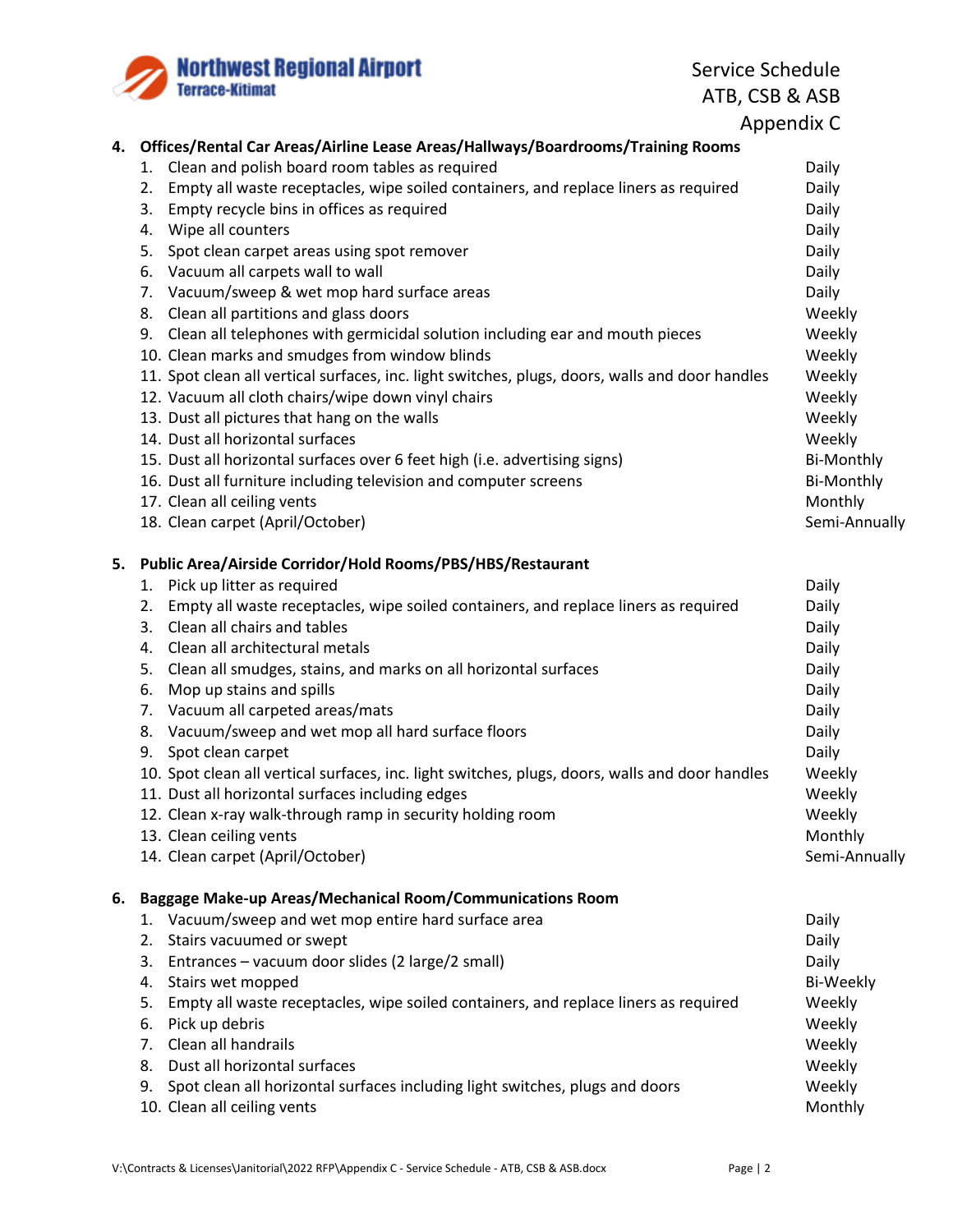## 4. Offices/Rental Car Areas/Airline Lease Areas/Hallways/Boardrooms/Training Rooms

| Task | Frequency |
|---|---|
| 1. Clean and polish board room tables as required | Daily |
| 2. Empty all waste receptacles, wipe soiled containers, and replace liners as required | Daily |
| 3. Empty recycle bins in offices as required | Daily |
| 4. Wipe all counters | Daily |
| 5. Spot clean carpet areas using spot remover | Daily |
| 6. Vacuum all carpets wall to wall | Daily |
| 7. Vacuum/sweep & wet mop hard surface areas | Daily |
| 8. Clean all partitions and glass doors | Weekly |
| 9. Clean all telephones with germicidal solution including ear and mouth pieces | Weekly |
| 10. Clean marks and smudges from window blinds | Weekly |
| 11. Spot clean all vertical surfaces, inc. light switches, plugs, doors, walls and door handles | Weekly |
| 12. Vacuum all cloth chairs/wipe down vinyl chairs | Weekly |
| 13. Dust all pictures that hang on the walls | Weekly |
| 14. Dust all horizontal surfaces | Weekly |
| 15. Dust all horizontal surfaces over 6 feet high (i.e. advertising signs) | Bi-Monthly |
| 16. Dust all furniture including television and computer screens | Bi-Monthly |
| 17. Clean all ceiling vents | Monthly |
| 18. Clean carpet (April/October) | Semi-Annually |

## 5. Public Area/Airside Corridor/Hold Rooms/PBS/HBS/Restaurant

| Task | Frequency |
|---|---|
| 1. Pick up litter as required | Daily |
| 2. Empty all waste receptacles, wipe soiled containers, and replace liners as required | Daily |
| 3. Clean all chairs and tables | Daily |
| 4. Clean all architectural metals | Daily |
| 5. Clean all smudges, stains, and marks on all horizontal surfaces | Daily |
| 6. Mop up stains and spills | Daily |
| 7. Vacuum all carpeted areas/mats | Daily |
| 8. Vacuum/sweep and wet mop all hard surface floors | Daily |
| 9. Spot clean carpet | Daily |
| 10. Spot clean all vertical surfaces, inc. light switches, plugs, doors, walls and door handles | Weekly |
| 11. Dust all horizontal surfaces including edges | Weekly |
| 12. Clean x-ray walk-through ramp in security holding room | Weekly |
| 13. Clean ceiling vents | Monthly |
| 14. Clean carpet (April/October) | Semi-Annually |

## 6. Baggage Make-up Areas/Mechanical Room/Communications Room

| Task | Frequency |
|---|---|
| 1. Vacuum/sweep and wet mop entire hard surface area | Daily |
| 2. Stairs vacuumed or swept | Daily |
| 3. Entrances – vacuum door slides (2 large/2 small) | Daily |
| 4. Stairs wet mopped | Bi-Weekly |
| 5. Empty all waste receptacles, wipe soiled containers, and replace liners as required | Weekly |
| 6. Pick up debris | Weekly |
| 7. Clean all handrails | Weekly |
| 8. Dust all horizontal surfaces | Weekly |
| 9. Spot clean all horizontal surfaces including light switches, plugs and doors | Weekly |
| 10. Clean all ceiling vents | Monthly |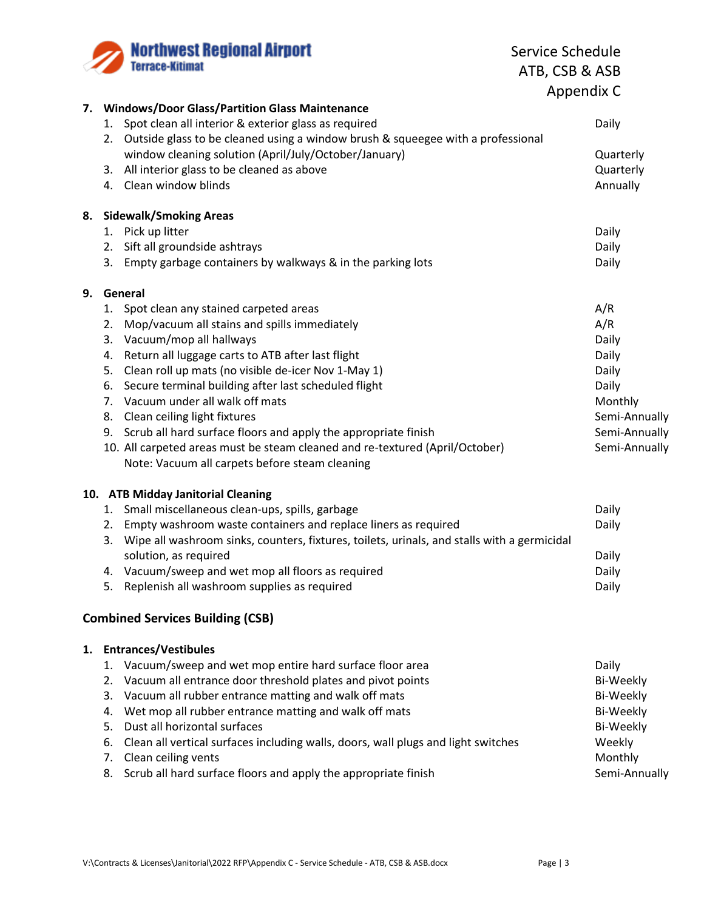### 7. Windows/Door Glass/Partition Glass Maintenance

| | Task | Frequency |
|---|---|---|
| 1. | Spot clean all interior & exterior glass as required | Daily |
| 2. | Outside glass to be cleaned using a window brush & squeegee with a professional window cleaning solution (April/July/October/January) | Quarterly |
| 3. | All interior glass to be cleaned as above | Quarterly |
| 4. | Clean window blinds | Annually |

### 8. Sidewalk/Smoking Areas

| | Task | Frequency |
|---|---|---|
| 1. | Pick up litter | Daily |
| 2. | Sift all groundside ashtrays | Daily |
| 3. | Empty garbage containers by walkways & in the parking lots | Daily |

### 9. General

| | Task | Frequency |
|---|---|---|
| 1. | Spot clean any stained carpeted areas | A/R |
| 2. | Mop/vacuum all stains and spills immediately | A/R |
| 3. | Vacuum/mop all hallways | Daily |
| 4. | Return all luggage carts to ATB after last flight | Daily |
| 5. | Clean roll up mats (no visible de-icer Nov 1-May 1) | Daily |
| 6. | Secure terminal building after last scheduled flight | Daily |
| 7. | Vacuum under all walk off mats | Monthly |
| 8. | Clean ceiling light fixtures | Semi-Annually |
| 9. | Scrub all hard surface floors and apply the appropriate finish | Semi-Annually |
| 10. | All carpeted areas must be steam cleaned and re-textured (April/October) Note: Vacuum all carpets before steam cleaning | Semi-Annually |

### 10. ATB Midday Janitorial Cleaning

| | Task | Frequency |
|---|---|---|
| 1. | Small miscellaneous clean-ups, spills, garbage | Daily |
| 2. | Empty washroom waste containers and replace liners as required | Daily |
| 3. | Wipe all washroom sinks, counters, fixtures, toilets, urinals, and stalls with a germicidal solution, as required | Daily |
| 4. | Vacuum/sweep and wet mop all floors as required | Daily |
| 5. | Replenish all washroom supplies as required | Daily |

## Combined Services Building (CSB)

### 1. Entrances/Vestibules

| | Task | Frequency |
|---|---|---|
| 1. | Vacuum/sweep and wet mop entire hard surface floor area | Daily |
| 2. | Vacuum all entrance door threshold plates and pivot points | Bi-Weekly |
| 3. | Vacuum all rubber entrance matting and walk off mats | Bi-Weekly |
| 4. | Wet mop all rubber entrance matting and walk off mats | Bi-Weekly |
| 5. | Dust all horizontal surfaces | Bi-Weekly |
| 6. | Clean all vertical surfaces including walls, doors, wall plugs and light switches | Weekly |
| 7. | Clean ceiling vents | Monthly |
| 8. | Scrub all hard surface floors and apply the appropriate finish | Semi-Annually |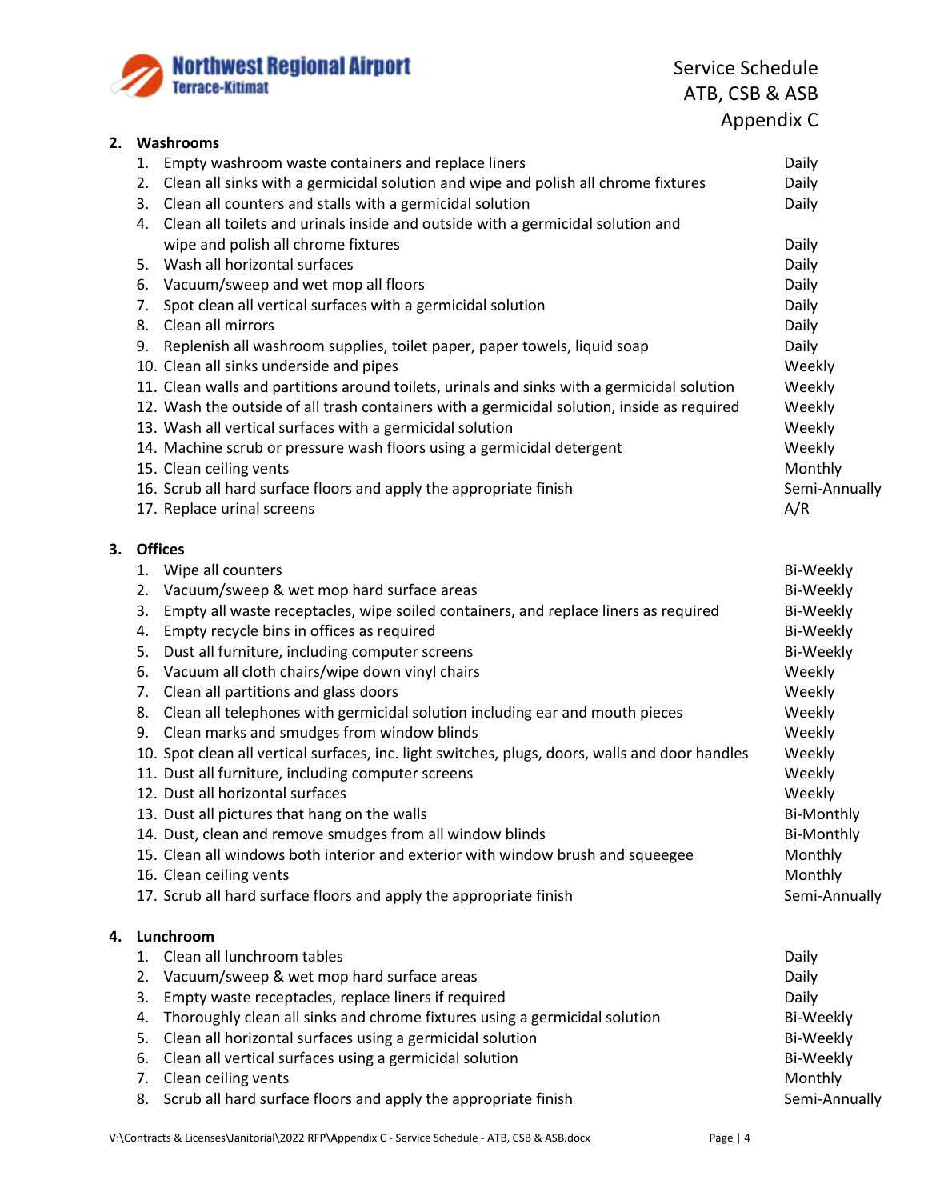## 2. Washrooms

| | Task | Frequency |
|---|---|---|
| 1. | Empty washroom waste containers and replace liners | Daily |
| 2. | Clean all sinks with a germicidal solution and wipe and polish all chrome fixtures | Daily |
| 3. | Clean all counters and stalls with a germicidal solution | Daily |
| 4. | Clean all toilets and urinals inside and outside with a germicidal solution and wipe and polish all chrome fixtures | Daily |
| 5. | Wash all horizontal surfaces | Daily |
| 6. | Vacuum/sweep and wet mop all floors | Daily |
| 7. | Spot clean all vertical surfaces with a germicidal solution | Daily |
| 8. | Clean all mirrors | Daily |
| 9. | Replenish all washroom supplies, toilet paper, paper towels, liquid soap | Daily |
| 10. | Clean all sinks underside and pipes | Weekly |
| 11. | Clean walls and partitions around toilets, urinals and sinks with a germicidal solution | Weekly |
| 12. | Wash the outside of all trash containers with a germicidal solution, inside as required | Weekly |
| 13. | Wash all vertical surfaces with a germicidal solution | Weekly |
| 14. | Machine scrub or pressure wash floors using a germicidal detergent | Weekly |
| 15. | Clean ceiling vents | Monthly |
| 16. | Scrub all hard surface floors and apply the appropriate finish | Semi-Annually |
| 17. | Replace urinal screens | A/R |

## 3. Offices

| | Task | Frequency |
|---|---|---|
| 1. | Wipe all counters | Bi-Weekly |
| 2. | Vacuum/sweep & wet mop hard surface areas | Bi-Weekly |
| 3. | Empty all waste receptacles, wipe soiled containers, and replace liners as required | Bi-Weekly |
| 4. | Empty recycle bins in offices as required | Bi-Weekly |
| 5. | Dust all furniture, including computer screens | Bi-Weekly |
| 6. | Vacuum all cloth chairs/wipe down vinyl chairs | Weekly |
| 7. | Clean all partitions and glass doors | Weekly |
| 8. | Clean all telephones with germicidal solution including ear and mouth pieces | Weekly |
| 9. | Clean marks and smudges from window blinds | Weekly |
| 10. | Spot clean all vertical surfaces, inc. light switches, plugs, doors, walls and door handles | Weekly |
| 11. | Dust all furniture, including computer screens | Weekly |
| 12. | Dust all horizontal surfaces | Weekly |
| 13. | Dust all pictures that hang on the walls | Bi-Monthly |
| 14. | Dust, clean and remove smudges from all window blinds | Bi-Monthly |
| 15. | Clean all windows both interior and exterior with window brush and squeegee | Monthly |
| 16. | Clean ceiling vents | Monthly |
| 17. | Scrub all hard surface floors and apply the appropriate finish | Semi-Annually |

## 4. Lunchroom

| | Task | Frequency |
|---|---|---|
| 1. | Clean all lunchroom tables | Daily |
| 2. | Vacuum/sweep & wet mop hard surface areas | Daily |
| 3. | Empty waste receptacles, replace liners if required | Daily |
| 4. | Thoroughly clean all sinks and chrome fixtures using a germicidal solution | Bi-Weekly |
| 5. | Clean all horizontal surfaces using a germicidal solution | Bi-Weekly |
| 6. | Clean all vertical surfaces using a germicidal solution | Bi-Weekly |
| 7. | Clean ceiling vents | Monthly |
| 8. | Scrub all hard surface floors and apply the appropriate finish | Semi-Annually |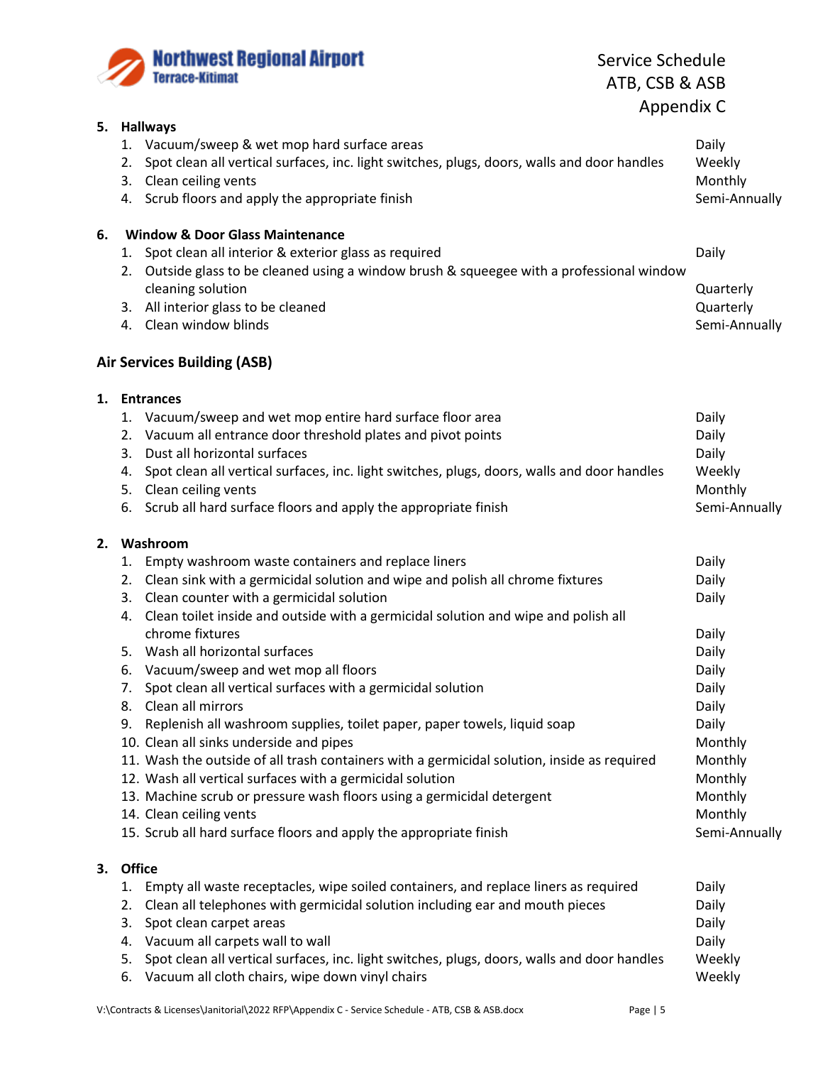**5. Hallways**

1. Vacuum/sweep & wet mop hard surface areas — Daily
2. Spot clean all vertical surfaces, inc. light switches, plugs, doors, walls and door handles — Weekly
3. Clean ceiling vents — Monthly
4. Scrub floors and apply the appropriate finish — Semi-Annually

**6. Window & Door Glass Maintenance**

1. Spot clean all interior & exterior glass as required — Daily
2. Outside glass to be cleaned using a window brush & squeegee with a professional window cleaning solution — Quarterly
3. All interior glass to be cleaned — Quarterly
4. Clean window blinds — Semi-Annually

## Air Services Building (ASB)

**1. Entrances**

1. Vacuum/sweep and wet mop entire hard surface floor area — Daily
2. Vacuum all entrance door threshold plates and pivot points — Daily
3. Dust all horizontal surfaces — Daily
4. Spot clean all vertical surfaces, inc. light switches, plugs, doors, walls and door handles — Weekly
5. Clean ceiling vents — Monthly
6. Scrub all hard surface floors and apply the appropriate finish — Semi-Annually

**2. Washroom**

1. Empty washroom waste containers and replace liners — Daily
2. Clean sink with a germicidal solution and wipe and polish all chrome fixtures — Daily
3. Clean counter with a germicidal solution — Daily
4. Clean toilet inside and outside with a germicidal solution and wipe and polish all chrome fixtures — Daily
5. Wash all horizontal surfaces — Daily
6. Vacuum/sweep and wet mop all floors — Daily
7. Spot clean all vertical surfaces with a germicidal solution — Daily
8. Clean all mirrors — Daily
9. Replenish all washroom supplies, toilet paper, paper towels, liquid soap — Daily
10. Clean all sinks underside and pipes — Monthly
11. Wash the outside of all trash containers with a germicidal solution, inside as required — Monthly
12. Wash all vertical surfaces with a germicidal solution — Monthly
13. Machine scrub or pressure wash floors using a germicidal detergent — Monthly
14. Clean ceiling vents — Monthly
15. Scrub all hard surface floors and apply the appropriate finish — Semi-Annually

**3. Office**

1. Empty all waste receptacles, wipe soiled containers, and replace liners as required — Daily
2. Clean all telephones with germicidal solution including ear and mouth pieces — Daily
3. Spot clean carpet areas — Daily
4. Vacuum all carpets wall to wall — Daily
5. Spot clean all vertical surfaces, inc. light switches, plugs, doors, walls and door handles — Weekly
6. Vacuum all cloth chairs, wipe down vinyl chairs — Weekly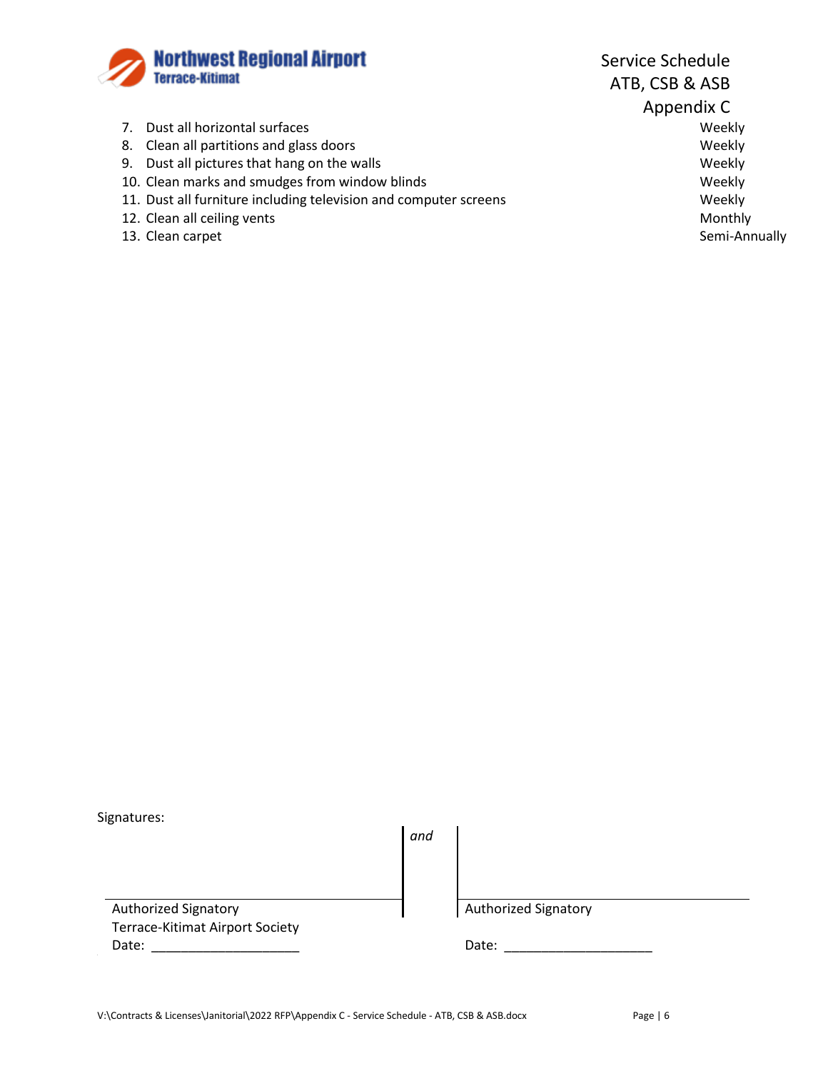| | | |
|---|---|---|
| 7. | Dust all horizontal surfaces | Weekly |
| 8. | Clean all partitions and glass doors | Weekly |
| 9. | Dust all pictures that hang on the walls | Weekly |
| 10. | Clean marks and smudges from window blinds | Weekly |
| 11. | Dust all furniture including television and computer screens | Weekly |
| 12. | Clean all ceiling vents | Monthly |
| 13. | Clean carpet | Semi-Annually |

Signatures:

| | | |
|---|---|---|
| | *and* | |
| Authorized Signatory<br>Terrace-Kitimat Airport Society<br>Date: ____________________ | | Authorized Signatory<br><br>Date: ____________________ |